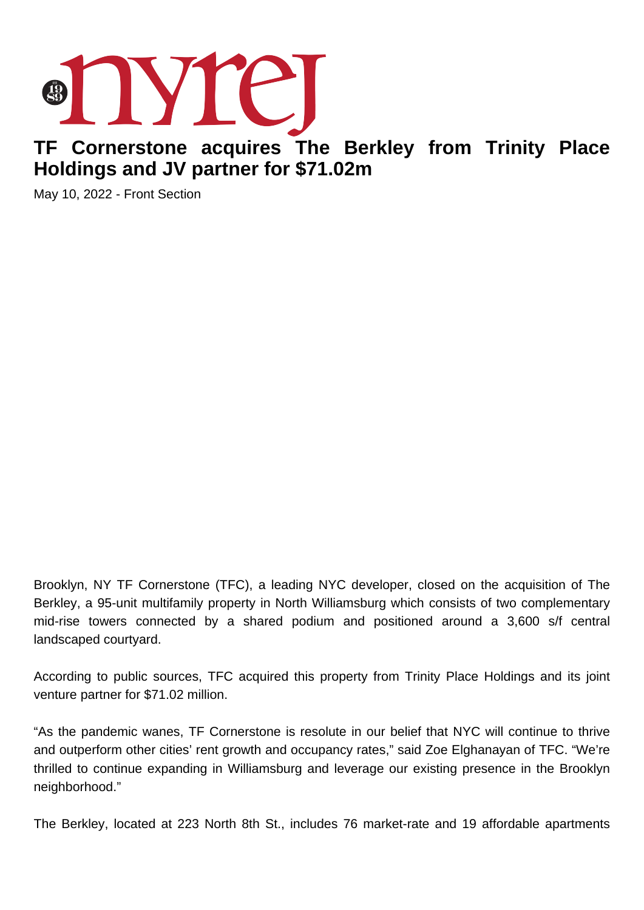# TF Cornerstone acquires The Berkley from Trinity Place Holdings and JV partner for $71.02m

May 10, 2022 - Front Section

Brooklyn, NY TF Cornerstone (TFC), a leading NYC developer, closed on the acquisition of The Berkley, a 95-unit multifamily property in North Williamsburg which consists of two complementary mid-rise towers connected by a shared podium and positioned around a 3,600 s/f central landscaped courtyard.

According to public sources, TFC acquired this property from Trinity Place Holdings and its joint venture partner for $71.02 million.

“As the pandemic wanes, TF Cornerstone is resolute in our belief that NYC will continue to thrive and outperform other cities’ rent growth and occupancy rates,” said Zoe Elghanayan of TFC. “We’re thrilled to continue expanding in Williamsburg and leverage our existing presence in the Brooklyn neighborhood.”

The Berkley, located at 223 North 8th St., includes 76 market-rate and 19 affordable apartments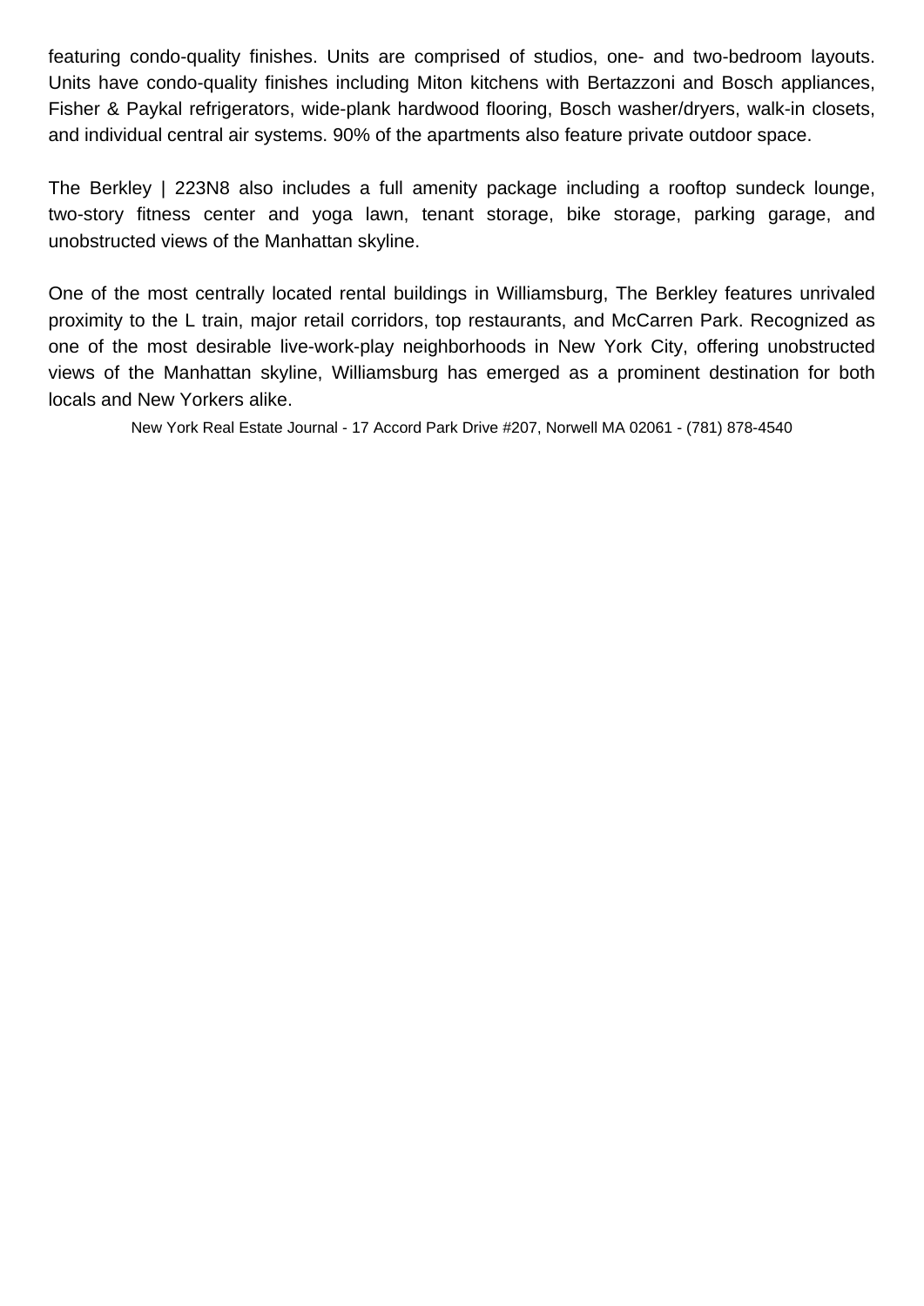featuring condo-quality finishes. Units are comprised of studios, one- and two-bedroom layouts. Units have condo-quality finishes including Miton kitchens with Bertazzoni and Bosch appliances, Fisher & Paykal refrigerators, wide-plank hardwood flooring, Bosch washer/dryers, walk-in closets, and individual central air systems. 90% of the apartments also feature private outdoor space.

The Berkley | 223N8 also includes a full amenity package including a rooftop sundeck lounge, two-story fitness center and yoga lawn, tenant storage, bike storage, parking garage, and unobstructed views of the Manhattan skyline.

One of the most centrally located rental buildings in Williamsburg, The Berkley features unrivaled proximity to the L train, major retail corridors, top restaurants, and McCarren Park. Recognized as one of the most desirable live-work-play neighborhoods in New York City, offering unobstructed views of the Manhattan skyline, Williamsburg has emerged as a prominent destination for both locals and New Yorkers alike.